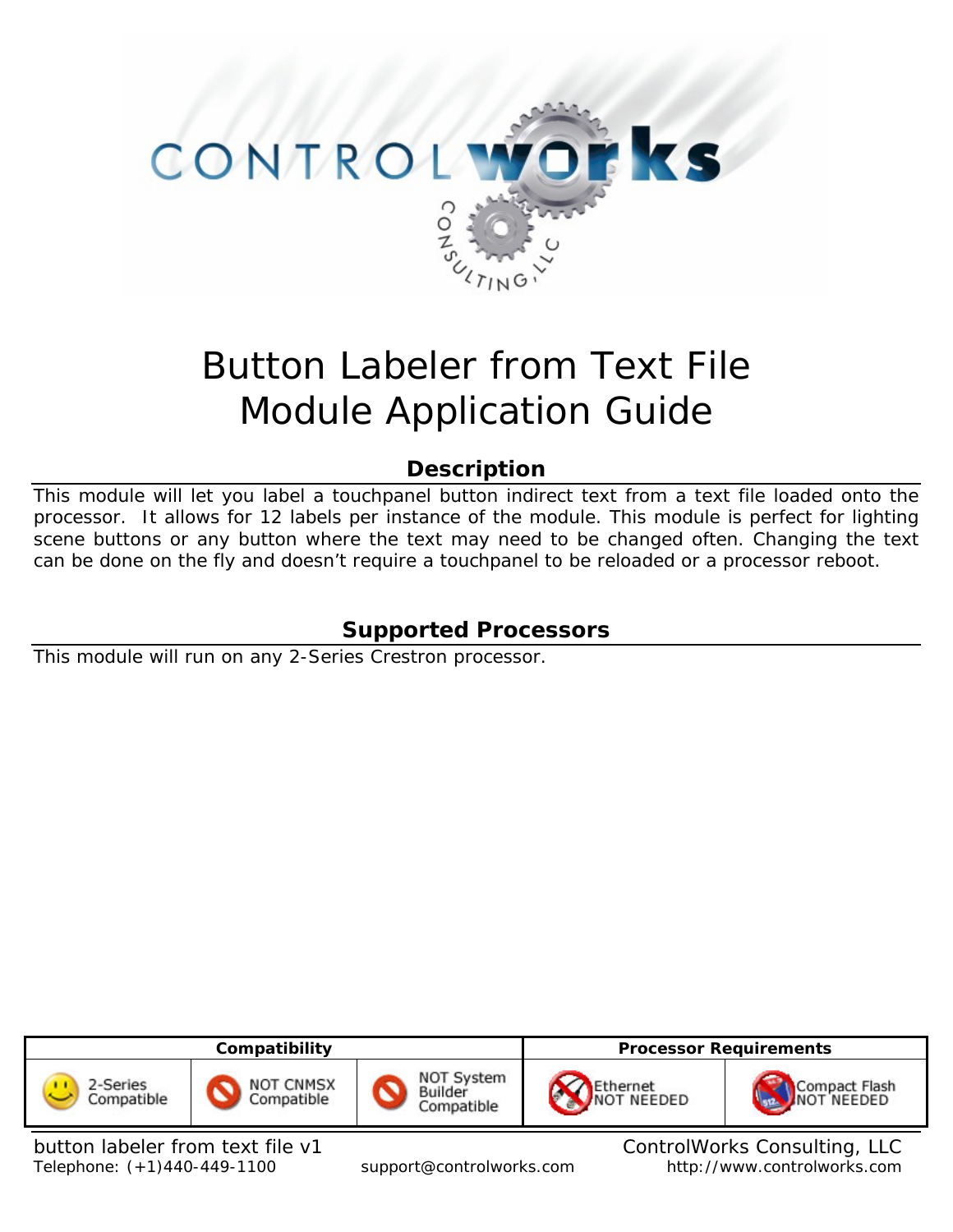# Button Labeler from Text File
# Module Application Guide

## Description

This module will let you label a touchpanel button indirect text from a text file loaded onto the processor. It allows for 12 labels per instance of the module. This module is perfect for lighting scene buttons or any button where the text may need to be changed often. Changing the text can be done on the fly and doesn't require a touchpanel to be reloaded or a processor reboot.

## Supported Processors

This module will run on any 2-Series Crestron processor.

| Compatibility | | | Processor Requirements | |
|---|---|---|---|---|
| 2-Series Compatible | NOT CNMSX Compatible | NOT System Builder Compatible | Ethernet NOT NEEDED | Compact Flash NOT NEEDED |

button labeler from text file v1 — ControlWorks Consulting, LLC

Telephone: (+1)440-449-1100 — support@controlworks.com — http://www.controlworks.com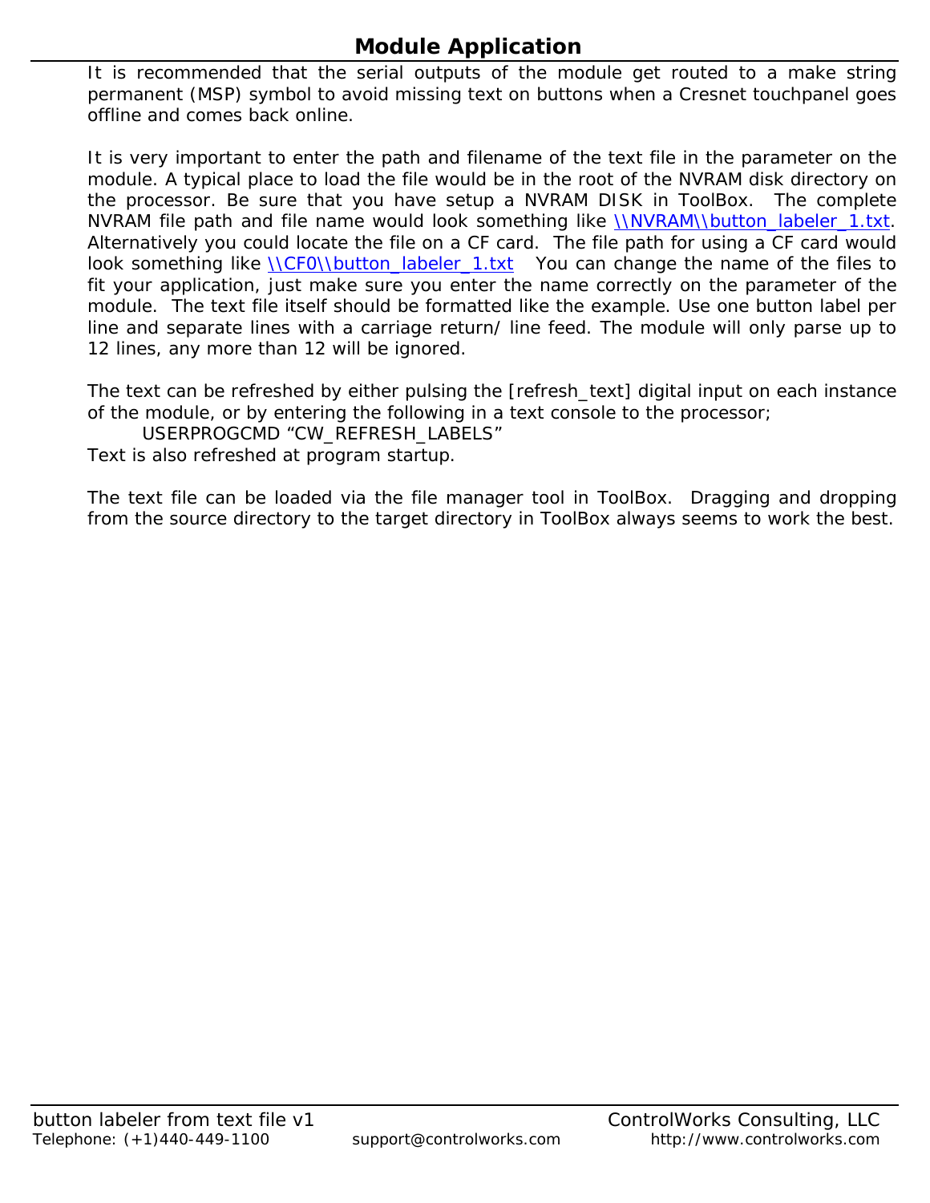## Module Application

It is recommended that the serial outputs of the module get routed to a make string permanent (MSP) symbol to avoid missing text on buttons when a Cresnet touchpanel goes offline and comes back online.

It is very important to enter the path and filename of the text file in the parameter on the module. A typical place to load the file would be in the root of the NVRAM disk directory on the processor. Be sure that you have setup a NVRAM DISK in ToolBox. The complete NVRAM file path and file name would look something like \\NVRAM\\button_labeler_1.txt. Alternatively you could locate the file on a CF card. The file path for using a CF card would look something like \\CF0\\button_labeler_1.txt You can change the name of the files to fit your application, just make sure you enter the name correctly on the parameter of the module. The text file itself should be formatted like the example. Use one button label per line and separate lines with a carriage return/ line feed. The module will only parse up to 12 lines, any more than 12 will be ignored.

The text can be refreshed by either pulsing the [refresh_text] digital input on each instance of the module, or by entering the following in a text console to the processor;

USERPROGCMD "CW_REFRESH_LABELS"

Text is also refreshed at program startup.

The text file can be loaded via the file manager tool in ToolBox. Dragging and dropping from the source directory to the target directory in ToolBox always seems to work the best.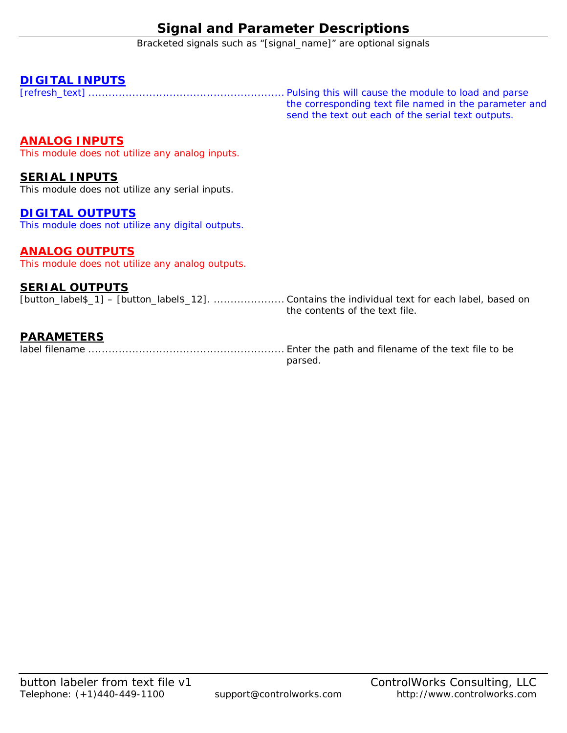# Signal and Parameter Descriptions

Bracketed signals such as "[signal_name]" are optional signals

## DIGITAL INPUTS

[refresh_text] ........................................................ Pulsing this will cause the module to load and parse the corresponding text file named in the parameter and send the text out each of the serial text outputs.

## ANALOG INPUTS

This module does not utilize any analog inputs.

## SERIAL INPUTS

This module does not utilize any serial inputs.

## DIGITAL OUTPUTS

This module does not utilize any digital outputs.

## ANALOG OUTPUTS

This module does not utilize any analog outputs.

## SERIAL OUTPUTS

[button_label$_1] – [button_label$_12]. .................... Contains the individual text for each label, based on the contents of the text file.

## PARAMETERS

label filename ........................................................ Enter the path and filename of the text file to be parsed.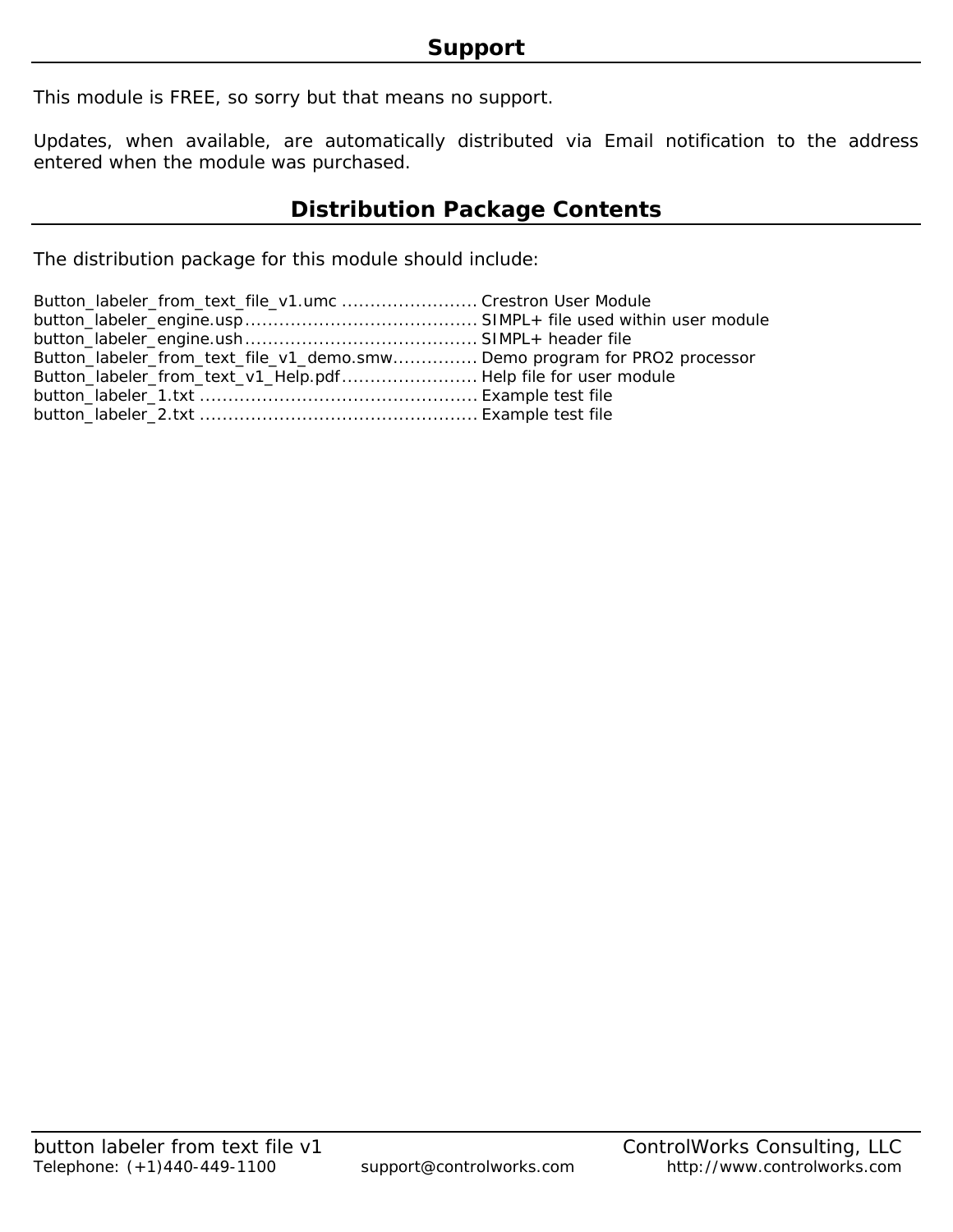## Support

This module is FREE, so sorry but that means no support.

Updates, when available, are automatically distributed via Email notification to the address entered when the module was purchased.

## Distribution Package Contents

The distribution package for this module should include:

Button_labeler_from_text_file_v1.umc ........................ Crestron User Module
button_labeler_engine.usp......................................... SIMPL+ file used within user module
button_labeler_engine.ush......................................... SIMPL+ header file
Button_labeler_from_text_file_v1_demo.smw.............. Demo program for PRO2 processor
Button_labeler_from_text_v1_Help.pdf........................ Help file for user module
button_labeler_1.txt ................................................. Example test file
button_labeler_2.txt ................................................. Example test file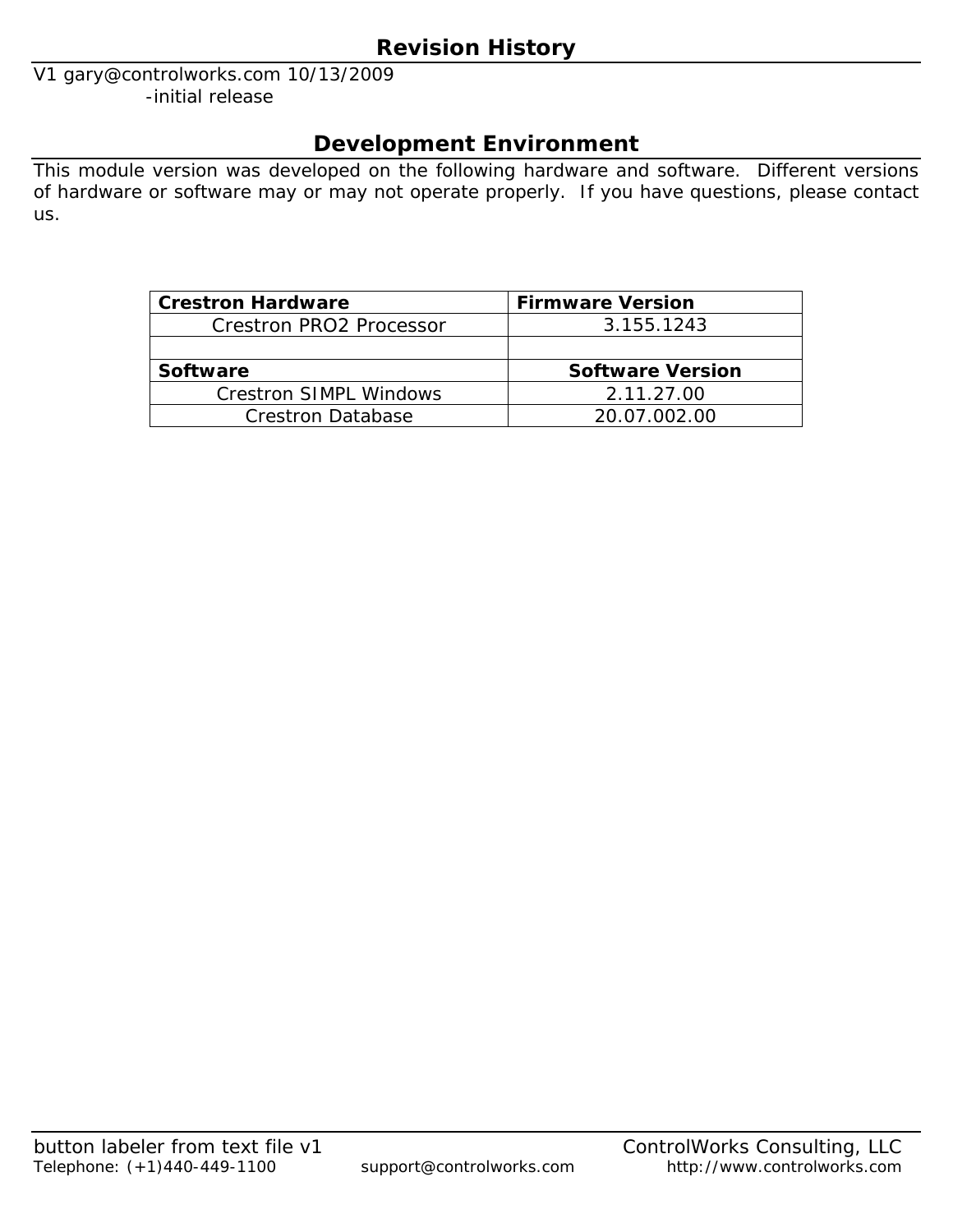## Revision History

V1 gary@controlworks.com 10/13/2009

-initial release

## Development Environment

This module version was developed on the following hardware and software. Different versions of hardware or software may or may not operate properly. If you have questions, please contact us.

| **Crestron Hardware** | **Firmware Version** |
| --- | --- |
| Crestron PRO2 Processor | 3.155.1243 |
| | |
| **Software** | **Software Version** |
| Crestron SIMPL Windows | 2.11.27.00 |
| Crestron Database | 20.07.002.00 |